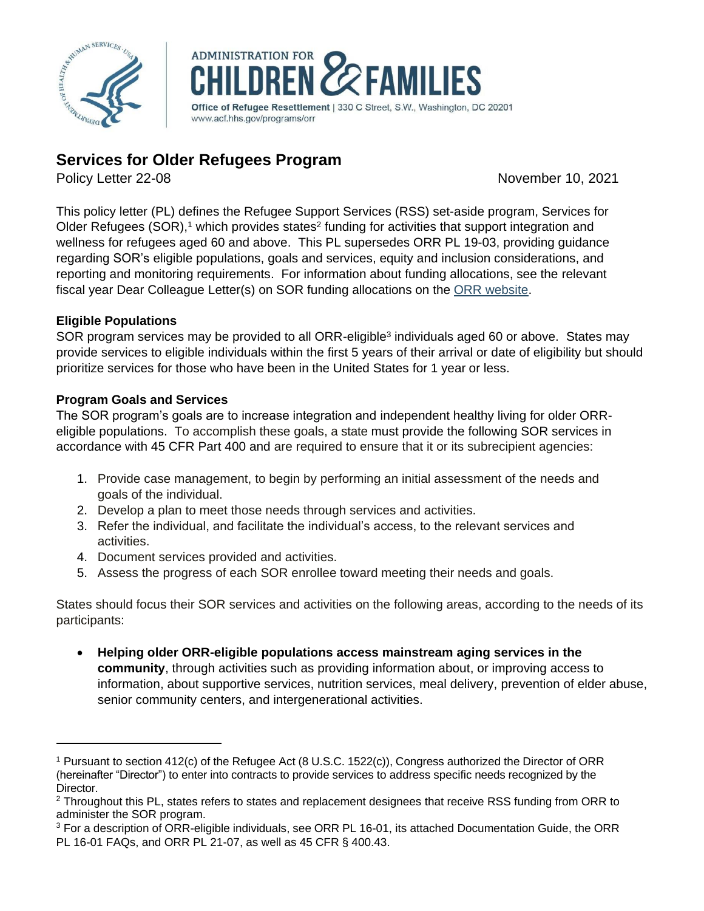ADMINISTRATION FOR CHILDREN & FAMILIES
Office of Refugee Resettlement | 330 C Street, S.W., Washington, DC 20201
www.acf.hhs.gov/programs/orr

# Services for Older Refugees Program

Policy Letter 22-08 November 10, 2021

This policy letter (PL) defines the Refugee Support Services (RSS) set-aside program, Services for Older Refugees (SOR),[1] which provides states[2] funding for activities that support integration and wellness for refugees aged 60 and above. This PL supersedes ORR PL 19-03, providing guidance regarding SOR's eligible populations, goals and services, equity and inclusion considerations, and reporting and monitoring requirements. For information about funding allocations, see the relevant fiscal year Dear Colleague Letter(s) on SOR funding allocations on the ORR website.

**Eligible Populations**

SOR program services may be provided to all ORR-eligible[3] individuals aged 60 or above. States may provide services to eligible individuals within the first 5 years of their arrival or date of eligibility but should prioritize services for those who have been in the United States for 1 year or less.

**Program Goals and Services**

The SOR program's goals are to increase integration and independent healthy living for older ORR-eligible populations. To accomplish these goals, a state must provide the following SOR services in accordance with 45 CFR Part 400 and are required to ensure that it or its subrecipient agencies:

1. Provide case management, to begin by performing an initial assessment of the needs and goals of the individual.
2. Develop a plan to meet those needs through services and activities.
3. Refer the individual, and facilitate the individual's access, to the relevant services and activities.
4. Document services provided and activities.
5. Assess the progress of each SOR enrollee toward meeting their needs and goals.

States should focus their SOR services and activities on the following areas, according to the needs of its participants:

- **Helping older ORR-eligible populations access mainstream aging services in the community**, through activities such as providing information about, or improving access to information, about supportive services, nutrition services, meal delivery, prevention of elder abuse, senior community centers, and intergenerational activities.

---

[1] Pursuant to section 412(c) of the Refugee Act (8 U.S.C. 1522(c)), Congress authorized the Director of ORR (hereinafter "Director") to enter into contracts to provide services to address specific needs recognized by the Director.

[2] Throughout this PL, states refers to states and replacement designees that receive RSS funding from ORR to administer the SOR program.

[3] For a description of ORR-eligible individuals, see ORR PL 16-01, its attached Documentation Guide, the ORR PL 16-01 FAQs, and ORR PL 21-07, as well as 45 CFR § 400.43.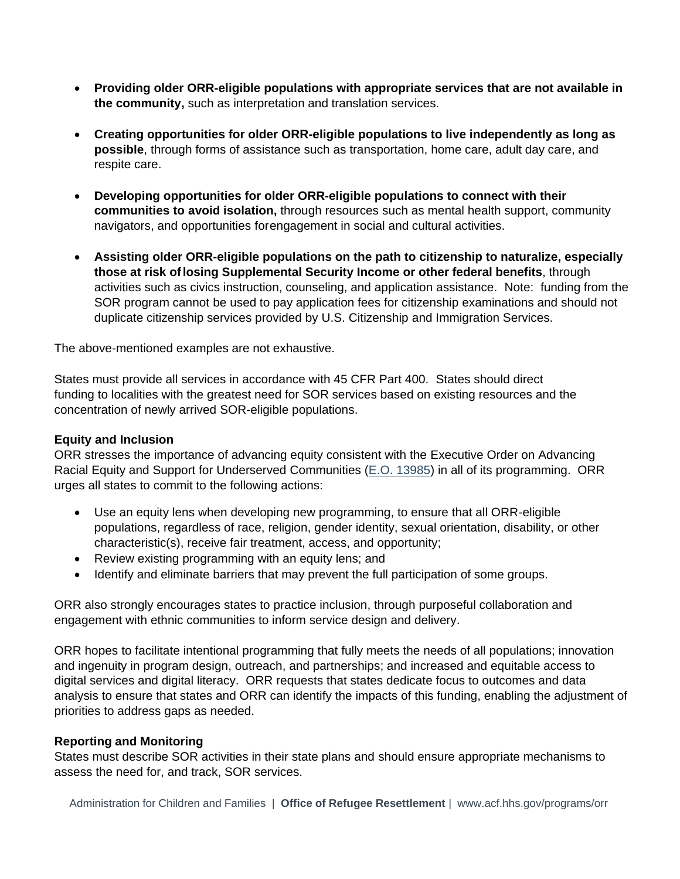- **Providing older ORR-eligible populations with appropriate services that are not available in the community,** such as interpretation and translation services.

- **Creating opportunities for older ORR-eligible populations to live independently as long as possible**, through forms of assistance such as transportation, home care, adult day care, and respite care.

- **Developing opportunities for older ORR-eligible populations to connect with their communities to avoid isolation,** through resources such as mental health support, community navigators, and opportunities for engagement in social and cultural activities.

- **Assisting older ORR-eligible populations on the path to citizenship to naturalize, especially those at risk of losing Supplemental Security Income or other federal benefits**, through activities such as civics instruction, counseling, and application assistance. Note: funding from the SOR program cannot be used to pay application fees for citizenship examinations and should not duplicate citizenship services provided by U.S. Citizenship and Immigration Services.

The above-mentioned examples are not exhaustive.

States must provide all services in accordance with 45 CFR Part 400. States should direct funding to localities with the greatest need for SOR services based on existing resources and the concentration of newly arrived SOR-eligible populations.

**Equity and Inclusion**

ORR stresses the importance of advancing equity consistent with the Executive Order on Advancing Racial Equity and Support for Underserved Communities (E.O. 13985) in all of its programming. ORR urges all states to commit to the following actions:

- Use an equity lens when developing new programming, to ensure that all ORR-eligible populations, regardless of race, religion, gender identity, sexual orientation, disability, or other characteristic(s), receive fair treatment, access, and opportunity;
- Review existing programming with an equity lens; and
- Identify and eliminate barriers that may prevent the full participation of some groups.

ORR also strongly encourages states to practice inclusion, through purposeful collaboration and engagement with ethnic communities to inform service design and delivery.

ORR hopes to facilitate intentional programming that fully meets the needs of all populations; innovation and ingenuity in program design, outreach, and partnerships; and increased and equitable access to digital services and digital literacy. ORR requests that states dedicate focus to outcomes and data analysis to ensure that states and ORR can identify the impacts of this funding, enabling the adjustment of priorities to address gaps as needed.

**Reporting and Monitoring**

States must describe SOR activities in their state plans and should ensure appropriate mechanisms to assess the need for, and track, SOR services.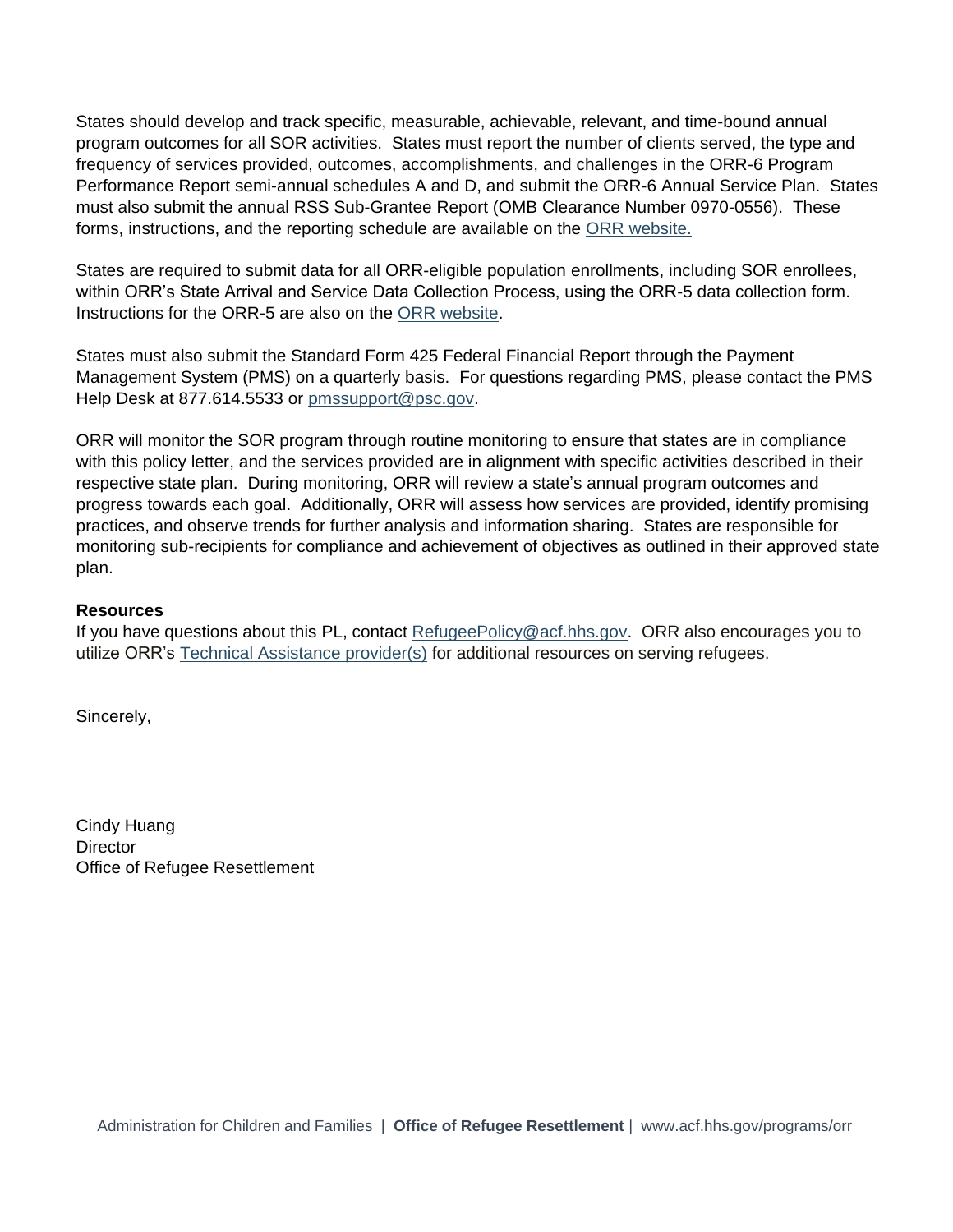States should develop and track specific, measurable, achievable, relevant, and time-bound annual program outcomes for all SOR activities. States must report the number of clients served, the type and frequency of services provided, outcomes, accomplishments, and challenges in the ORR-6 Program Performance Report semi-annual schedules A and D, and submit the ORR-6 Annual Service Plan. States must also submit the annual RSS Sub-Grantee Report (OMB Clearance Number 0970-0556). These forms, instructions, and the reporting schedule are available on the ORR website.

States are required to submit data for all ORR-eligible population enrollments, including SOR enrollees, within ORR's State Arrival and Service Data Collection Process, using the ORR-5 data collection form. Instructions for the ORR-5 are also on the ORR website.

States must also submit the Standard Form 425 Federal Financial Report through the Payment Management System (PMS) on a quarterly basis. For questions regarding PMS, please contact the PMS Help Desk at 877.614.5533 or pmssupport@psc.gov.

ORR will monitor the SOR program through routine monitoring to ensure that states are in compliance with this policy letter, and the services provided are in alignment with specific activities described in their respective state plan. During monitoring, ORR will review a state's annual program outcomes and progress towards each goal. Additionally, ORR will assess how services are provided, identify promising practices, and observe trends for further analysis and information sharing. States are responsible for monitoring sub-recipients for compliance and achievement of objectives as outlined in their approved state plan.

**Resources**

If you have questions about this PL, contact RefugeePolicy@acf.hhs.gov. ORR also encourages you to utilize ORR's Technical Assistance provider(s) for additional resources on serving refugees.

Sincerely,

Cindy Huang
Director
Office of Refugee Resettlement